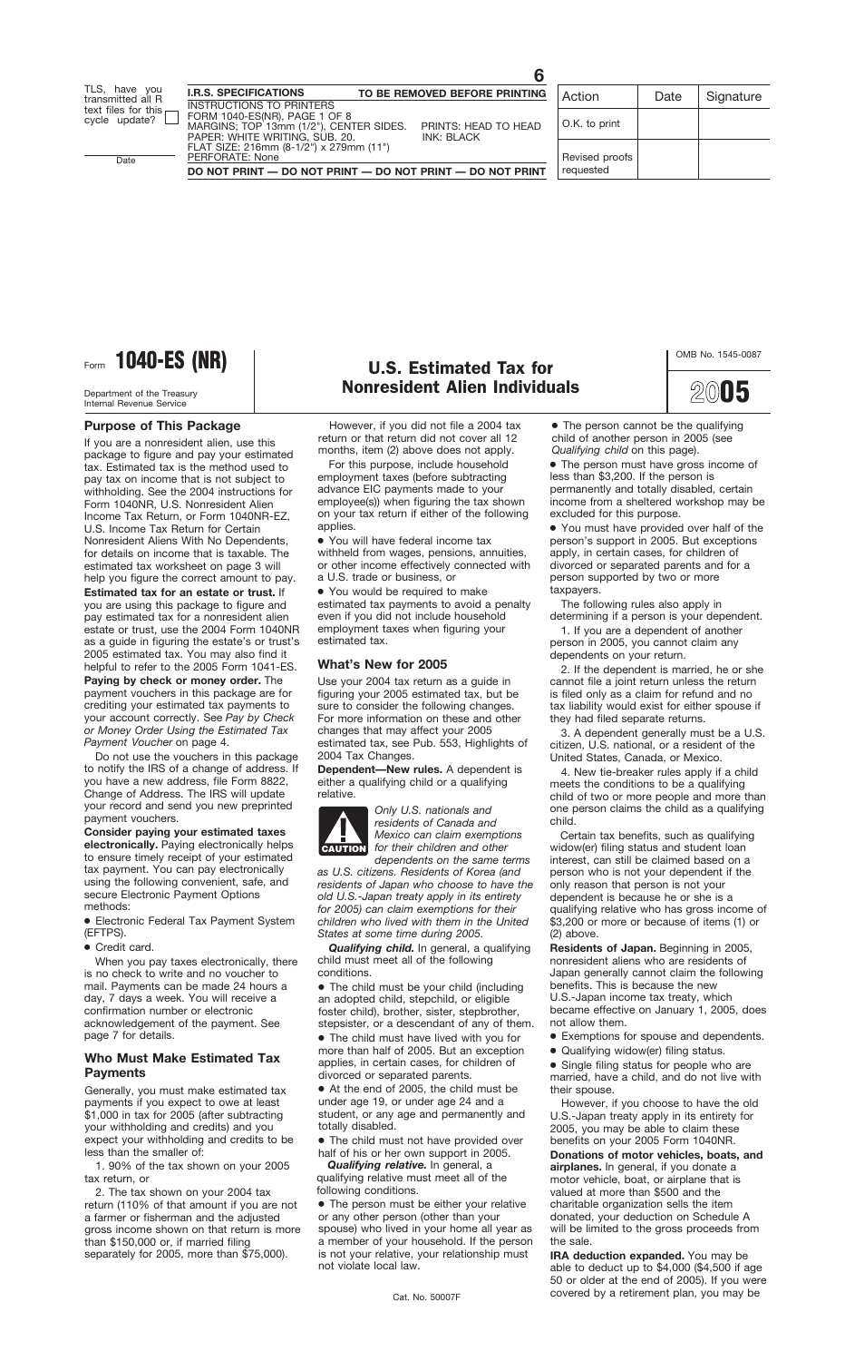Form **1040-ES (NR)**

Department of the Treasury
Internal Revenue Service

# U.S. Estimated Tax for Nonresident Alien Individuals

OMB No. 1545-0087

**2005**

## Purpose of This Package

If you are a nonresident alien, use this package to figure and pay your estimated tax. Estimated tax is the method used to pay tax on income that is not subject to withholding. See the 2004 instructions for Form 1040NR, U.S. Nonresident Alien Income Tax Return, or Form 1040NR-EZ, U.S. Income Tax Return for Certain Nonresident Aliens With No Dependents, for details on income that is taxable. The estimated tax worksheet on page 3 will help you figure the correct amount to pay.

**Estimated tax for an estate or trust.** If you are using this package to figure and pay estimated tax for a nonresident alien estate or trust, use the 2004 Form 1040NR as a guide in figuring the estate's or trust's 2005 estimated tax. You may also find it helpful to refer to the 2005 Form 1041-ES.

**Paying by check or money order.** The payment vouchers in this package are for crediting your estimated tax payments to your account correctly. See *Pay by Check or Money Order Using the Estimated Tax Payment Voucher* on page 4.

Do not use the vouchers in this package to notify the IRS of a change of address. If you have a new address, file Form 8822, Change of Address. The IRS will update your record and send you new preprinted payment vouchers.

**Consider paying your estimated taxes electronically.** Paying electronically helps to ensure timely receipt of your estimated tax payment. You can pay electronically using the following convenient, safe, and secure Electronic Payment Options methods:

- Electronic Federal Tax Payment System (EFTPS).
- Credit card.

When you pay taxes electronically, there is no check to write and no voucher to mail. Payments can be made 24 hours a day, 7 days a week. You will receive a confirmation number or electronic acknowledgement of the payment. See page 7 for details.

## Who Must Make Estimated Tax Payments

Generally, you must make estimated tax payments if you expect to owe at least $1,000 in tax for 2005 (after subtracting your withholding and credits) and you expect your withholding and credits to be less than the smaller of:

1. 90% of the tax shown on your 2005 tax return, or
2. The tax shown on your 2004 tax return (110% of that amount if you are not a farmer or fisherman and the adjusted gross income shown on that return is more than $150,000 or, if married filing separately for 2005, more than $75,000).

However, if you did not file a 2004 tax return or that return did not cover all 12 months, item (2) above does not apply.

For this purpose, include household employment taxes (before subtracting advance EIC payments made to your employee(s)) when figuring the tax shown on your tax return if either of the following applies.

- You will have federal income tax withheld from wages, pensions, annuities, or other income effectively connected with a U.S. trade or business, or
- You would be required to make estimated tax payments to avoid a penalty even if you did not include household employment taxes when figuring your estimated tax.

## What's New for 2005

Use your 2004 tax return as a guide in figuring your 2005 estimated tax, but be sure to consider the following changes. For more information on these and other changes that may affect your 2005 estimated tax, see Pub. 553, Highlights of 2004 Tax Changes.

**Dependent—New rules.** A dependent is either a qualifying child or a qualifying relative.

CAUTION: *Only U.S. nationals and residents of Canada and Mexico can claim exemptions for their children and other dependents on the same terms as U.S. citizens. Residents of Korea (and residents of Japan who choose to have the old U.S.-Japan treaty apply in its entirety for 2005) can claim exemptions for their children who lived with them in the United States at some time during 2005.*

***Qualifying child.*** In general, a qualifying child must meet all of the following conditions.

- The child must be your child (including an adopted child, stepchild, or eligible foster child), brother, sister, stepbrother, stepsister, or a descendant of any of them.
- The child must have lived with you for more than half of 2005. But an exception applies, in certain cases, for children of divorced or separated parents.
- At the end of 2005, the child must be under age 19, or under age 24 and a student, or any age and permanently and totally disabled.
- The child must not have provided over half of his or her own support in 2005.

***Qualifying relative.*** In general, a qualifying relative must meet all of the following conditions.

- The person must be either your relative or any other person (other than your spouse) who lived in your home all year as a member of your household. If the person is not your relative, your relationship must not violate local law.
- The person cannot be the qualifying child of another person in 2005 (see *Qualifying child* on this page).
- The person must have gross income of less than $3,200. If the person is permanently and totally disabled, certain income from a sheltered workshop may be excluded for this purpose.
- You must have provided over half of the person's support in 2005. But exceptions apply, in certain cases, for children of divorced or separated parents and for a person supported by two or more taxpayers.

The following rules also apply in determining if a person is your dependent.

1. If you are a dependent of another person in 2005, you cannot claim any dependents on your return.
2. If the dependent is married, he or she cannot file a joint return unless the return is filed only as a claim for refund and no tax liability would exist for either spouse if they had filed separate returns.
3. A dependent generally must be a U.S. citizen, U.S. national, or a resident of the United States, Canada, or Mexico.
4. New tie-breaker rules apply if a child meets the conditions to be a qualifying child of two or more people and more than one person claims the child as a qualifying child.

Certain tax benefits, such as qualifying widow(er) filing status and student loan interest, can still be claimed based on a person who is not your dependent if the only reason that person is not your dependent is because he or she is a qualifying relative who has gross income of $3,200 or more or because of items (1) or (2) above.

**Residents of Japan.** Beginning in 2005, nonresident aliens who are residents of Japan generally cannot claim the following benefits. This is because the new U.S.-Japan income tax treaty, which became effective on January 1, 2005, does not allow them.

- Exemptions for spouse and dependents.
- Qualifying widow(er) filing status.
- Single filing status for people who are married, have a child, and do not live with their spouse.

However, if you choose to have the old U.S.-Japan treaty apply in its entirety for 2005, you may be able to claim these benefits on your 2005 Form 1040NR.

**Donations of motor vehicles, boats, and airplanes.** In general, if you donate a motor vehicle, boat, or airplane that is valued at more than $500 and the charitable organization sells the item donated, your deduction on Schedule A will be limited to the gross proceeds from the sale.

**IRA deduction expanded.** You may be able to deduct up to $4,000 ($4,500 if age 50 or older at the end of 2005). If you were covered by a retirement plan, you may be

Cat. No. 50007F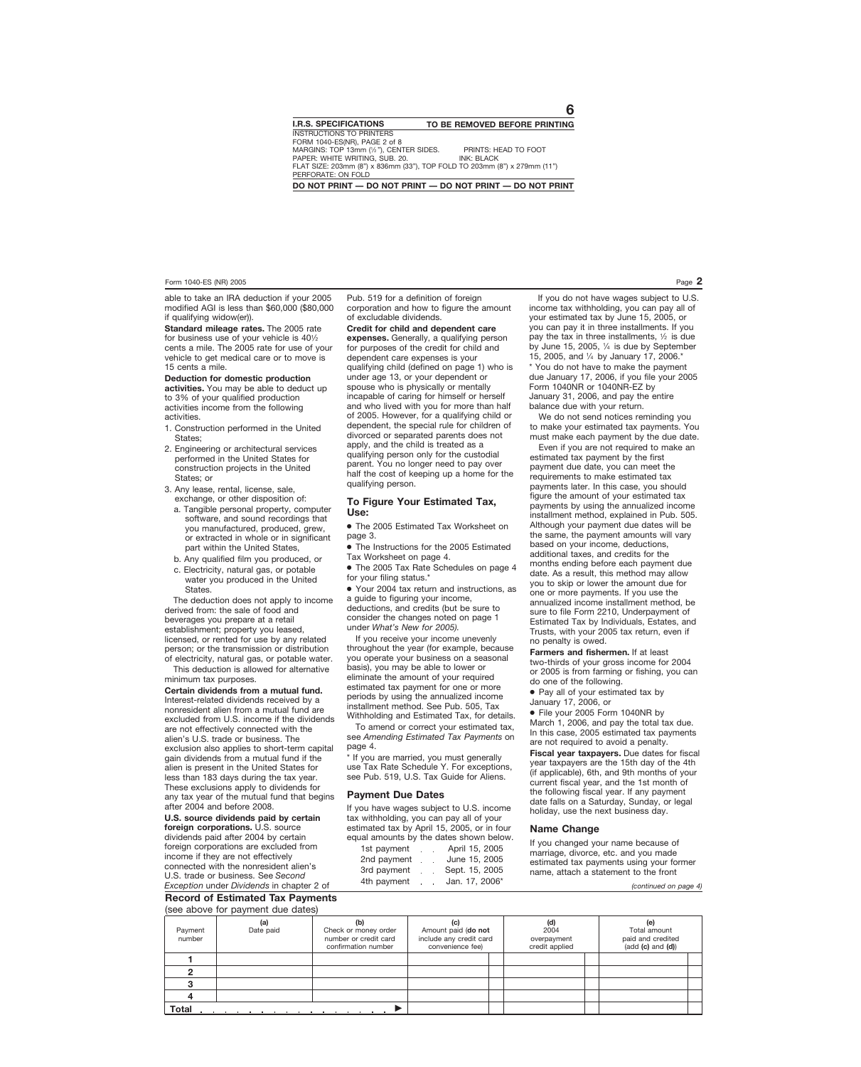able to take an IRA deduction if your 2005 modified AGI is less than $60,000 ($80,000 if qualifying widow(er)).

**Standard mileage rates.** The 2005 rate for business use of your vehicle is 40½ cents a mile. The 2005 rate for use of your vehicle to get medical care or to move is 15 cents a mile.

**Deduction for domestic production activities.** You may be able to deduct up to 3% of your qualified production activities income from the following activities.

1. Construction performed in the United States;
2. Engineering or architectural services performed in the United States for construction projects in the United States; or
3. Any lease, rental, license, sale, exchange, or other disposition of:
   a. Tangible personal property, computer software, and sound recordings that you manufactured, produced, grew, or extracted in whole or in significant part within the United States,
   b. Any qualified film you produced, or
   c. Electricity, natural gas, or potable water you produced in the United States.

The deduction does not apply to income derived from: the sale of food and beverages you prepare at a retail establishment; property you leased, licensed, or rented for use by any related person; or the transmission or distribution of electricity, natural gas, or potable water.

This deduction is allowed for alternative minimum tax purposes.

**Certain dividends from a mutual fund.** Interest-related dividends received by a nonresident alien from a mutual fund are excluded from U.S. income if the dividends are not effectively connected with the alien's U.S. trade or business. The exclusion also applies to short-term capital gain dividends from a mutual fund if the alien is present in the United States for less than 183 days during the tax year. These exclusions apply to dividends for any tax year of the mutual fund that begins after 2004 and before 2008.

**U.S. source dividends paid by certain foreign corporations.** U.S. source dividends paid after 2004 by certain foreign corporations are excluded from income if they are not effectively connected with the nonresident alien's U.S. trade or business. See *Second Exception* under *Dividends* in chapter 2 of Pub. 519 for a definition of foreign corporation and how to figure the amount of excludable dividends.

**Credit for child and dependent care expenses.** Generally, a qualifying person for purposes of the credit for child and dependent care expenses is your qualifying child (defined on page 1) who is under age 13, or your dependent or spouse who is physically or mentally incapable of caring for himself or herself and who lived with you for more than half of 2005. However, for a qualifying child or dependent, the special rule for children of divorced or separated parents does not apply, and the child is treated as a qualifying person only for the custodial parent. You no longer need to pay over half the cost of keeping up a home for the qualifying person.

## To Figure Your Estimated Tax, Use:

- The 2005 Estimated Tax Worksheet on page 3.
- The Instructions for the 2005 Estimated Tax Worksheet on page 4.
- The 2005 Tax Rate Schedules on page 4 for your filing status.*
- Your 2004 tax return and instructions, as a guide to figuring your income, deductions, and credits (but be sure to consider the changes noted on page 1 under *What's New for 2005).*

If you receive your income unevenly throughout the year (for example, because you operate your business on a seasonal basis), you may be able to lower or eliminate the amount of your required estimated tax payment for one or more periods by using the annualized income installment method. See Pub. 505, Tax Withholding and Estimated Tax, for details.

To amend or correct your estimated tax, see *Amending Estimated Tax Payments* on page 4.

\* If you are married, you must generally use Tax Rate Schedule Y. For exceptions, see Pub. 519, U.S. Tax Guide for Aliens.

## Payment Due Dates

If you have wages subject to U.S. income tax withholding, you can pay all of your estimated tax by April 15, 2005, or in four equal amounts by the dates shown below.

| | |
|---|---|
| 1st payment | April 15, 2005 |
| 2nd payment | June 15, 2005 |
| 3rd payment | Sept. 15, 2005 |
| 4th payment | Jan. 17, 2006* |

If you do not have wages subject to U.S. income tax withholding, you can pay all of your estimated tax by June 15, 2005, or you can pay it in three installments. If you pay the tax in three installments, ½ is due by June 15, 2005, ¼ is due by September 15, 2005, and ¼ by January 17, 2006.*

\* You do not have to make the payment due January 17, 2006, if you file your 2005 Form 1040NR or 1040NR-EZ by January 31, 2006, and pay the entire balance due with your return.

We do not send notices reminding you to make your estimated tax payments. You must make each payment by the due date.

Even if you are not required to make an estimated tax payment by the first payment due date, you can meet the requirements to make estimated tax payments later. In this case, you should figure the amount of your estimated tax payments by using the annualized income installment method, explained in Pub. 505. Although your payment due dates will be the same, the payment amounts will vary based on your income, deductions, additional taxes, and credits for the months ending before each payment due date. As a result, this method may allow you to skip or lower the amount due for one or more payments. If you use the annualized income installment method, be sure to file Form 2210, Underpayment of Estimated Tax by Individuals, Estates, and Trusts, with your 2005 tax return, even if no penalty is owed.

**Farmers and fishermen.** If at least two-thirds of your gross income for 2004 or 2005 is from farming or fishing, you can do one of the following.

- Pay all of your estimated tax by January 17, 2006, or
- File your 2005 Form 1040NR by March 1, 2006, and pay the total tax due. In this case, 2005 estimated tax payments are not required to avoid a penalty.

**Fiscal year taxpayers.** Due dates for fiscal year taxpayers are the 15th day of the 4th (if applicable), 6th, and 9th months of your current fiscal year, and the 1st month of the following fiscal year. If any payment date falls on a Saturday, Sunday, or legal holiday, use the next business day.

## Name Change

If you changed your name because of marriage, divorce, etc. and you made estimated tax payments using your former name, attach a statement to the front

*(continued on page 4)*

## Record of Estimated Tax Payments

(see above for payment due dates)

| Payment number | (a) Date paid | (b) Check or money order number or credit card confirmation number | (c) Amount paid (**do not** include any credit card convenience fee) | (d) 2004 overpayment credit applied | (e) Total amount paid and credited (add **(c)** and **(d)**) |
|---|---|---|---|---|---|
| 1 | | | | | |
| 2 | | | | | |
| 3 | | | | | |
| 4 | | | | | |
| **Total** ▶ | | | | | |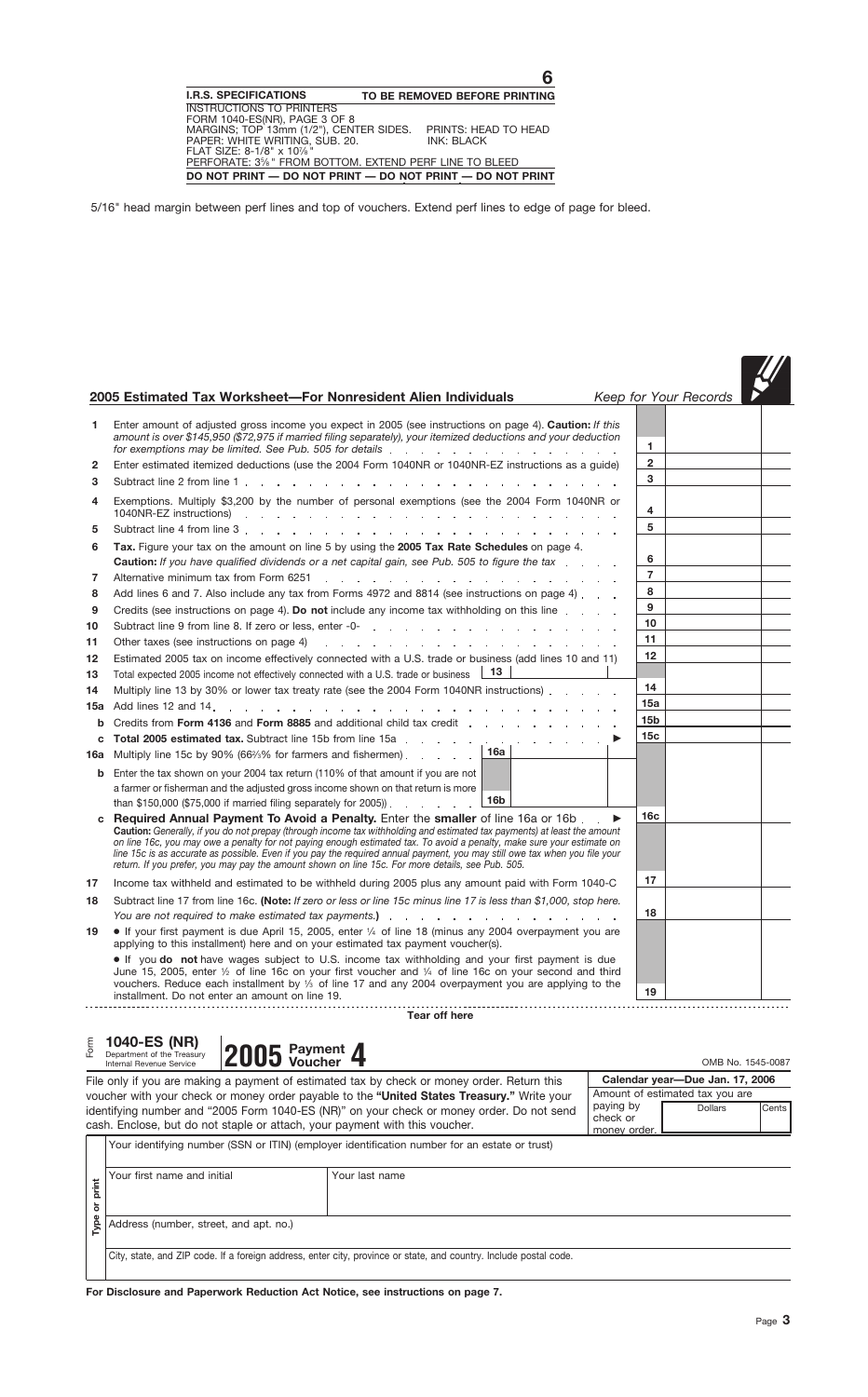**I.R.S. SPECIFICATIONS** — TO BE REMOVED BEFORE PRINTING

INSTRUCTIONS TO PRINTERS
FORM 1040-ES(NR), PAGE 3 OF 8
MARGINS; TOP 13mm (1/2"), CENTER SIDES. PRINTS: HEAD TO HEAD
PAPER: WHITE WRITING, SUB. 20. INK: BLACK
FLAT SIZE: 8-1/8" x 10⅞"
PERFORATE: 3⅝" FROM BOTTOM. EXTEND PERF LINE TO BLEED

**DO NOT PRINT — DO NOT PRINT — DO NOT PRINT — DO NOT PRINT**

5/16" head margin between perf lines and top of vouchers. Extend perf lines to edge of page for bleed.

## 2005 Estimated Tax Worksheet—For Nonresident Alien Individuals

*Keep for Your Records*

| | | | |
|---|---|---|---|
| **1** | Enter amount of adjusted gross income you expect in 2005 (see instructions on page 4). **Caution:** *If this amount is over $145,950 ($72,975 if married filing separately), your itemized deductions and your deduction for exemptions may be limited. See Pub. 505 for details* | 1 | |
| **2** | Enter estimated itemized deductions (use the 2004 Form 1040NR or 1040NR-EZ instructions as a guide) | 2 | |
| **3** | Subtract line 2 from line 1 | 3 | |
| **4** | Exemptions. Multiply $3,200 by the number of personal exemptions (see the 2004 Form 1040NR or 1040NR-EZ instructions) | 4 | |
| **5** | Subtract line 4 from line 3 | 5 | |
| **6** | **Tax.** Figure your tax on the amount on line 5 by using the **2005 Tax Rate Schedules** on page 4. **Caution:** *If you have qualified dividends or a net capital gain, see Pub. 505 to figure the tax* | 6 | |
| **7** | Alternative minimum tax from Form 6251 | 7 | |
| **8** | Add lines 6 and 7. Also include any tax from Forms 4972 and 8814 (see instructions on page 4) | 8 | |
| **9** | Credits (see instructions on page 4). **Do not** include any income tax withholding on this line | 9 | |
| **10** | Subtract line 9 from line 8. If zero or less, enter -0- | 10 | |
| **11** | Other taxes (see instructions on page 4) | 11 | |
| **12** | Estimated 2005 tax on income effectively connected with a U.S. trade or business (add lines 10 and 11) | 12 | |
| **13** | Total expected 2005 income not effectively connected with a U.S. trade or business — 13 | | |
| **14** | Multiply line 13 by 30% or lower tax treaty rate (see the 2004 Form 1040NR instructions) | 14 | |
| **15a** | Add lines 12 and 14 | 15a | |
| **b** | Credits from **Form 4136** and **Form 8885** and additional child tax credit | 15b | |
| **c** | **Total 2005 estimated tax.** Subtract line 15b from line 15a ▶ | 15c | |
| **16a** | Multiply line 15c by 90% (66⅔% for farmers and fishermen) — 16a | | |
| **b** | Enter the tax shown on your 2004 tax return (110% of that amount if you are not a farmer or fisherman and the adjusted gross income shown on that return is more than $150,000 ($75,000 if married filing separately for 2005)) — 16b | | |
| **c** | **Required Annual Payment To Avoid a Penalty.** Enter the **smaller** of line 16a or 16b ▶ **Caution:** *Generally, if you do not prepay (through income tax withholding and estimated tax payments) at least the amount on line 16c, you may owe a penalty for not paying enough estimated tax. To avoid a penalty, make sure your estimate on line 15c is as accurate as possible. Even if you pay the required annual payment, you may still owe tax when you file your return. If you prefer, you may pay the amount shown on line 15c. For more details, see Pub. 505.* | 16c | |
| **17** | Income tax withheld and estimated to be withheld during 2005 plus any amount paid with Form 1040-C | 17 | |
| **18** | Subtract line 17 from line 16c. **(Note:** *If zero or less or line 15c minus line 17 is less than $1,000, stop here. You are not required to make estimated tax payments.***)** | 18 | |
| **19** | • If your first payment is due April 15, 2005, enter ¼ of line 18 (minus any 2004 overpayment you are applying to this installment) here and on your estimated tax payment voucher(s).<br>• If you **do not** have wages subject to U.S. income tax withholding and your first payment is due June 15, 2005, enter ½ of line 16c on your first voucher and ¼ of line 16c on your second and third vouchers. Reduce each installment by ⅓ of line 17 and any 2004 overpayment you are applying to the installment. Do not enter an amount on line 19. | 19 | |

**Tear off here**

---

Form **1040-ES (NR)** — Department of the Treasury, Internal Revenue Service

**2005 Payment Voucher 4**

OMB No. 1545-0087

File only if you are making a payment of estimated tax by check or money order. Return this voucher with your check or money order payable to the **"United States Treasury."** Write your identifying number and "2005 Form 1040-ES (NR)" on your check or money order. Do not send cash. Enclose, but do not staple or attach, your payment with this voucher.

**Calendar year—Due Jan. 17, 2006**

Amount of estimated tax you are paying by check or money order. — Dollars | Cents

*Type or print*

Your identifying number (SSN or ITIN) (employer identification number for an estate or trust)

| Your first name and initial | Your last name |
|---|---|
| | |

Address (number, street, and apt. no.)

City, state, and ZIP code. If a foreign address, enter city, province or state, and country. Include postal code.

**For Disclosure and Paperwork Reduction Act Notice, see instructions on page 7.**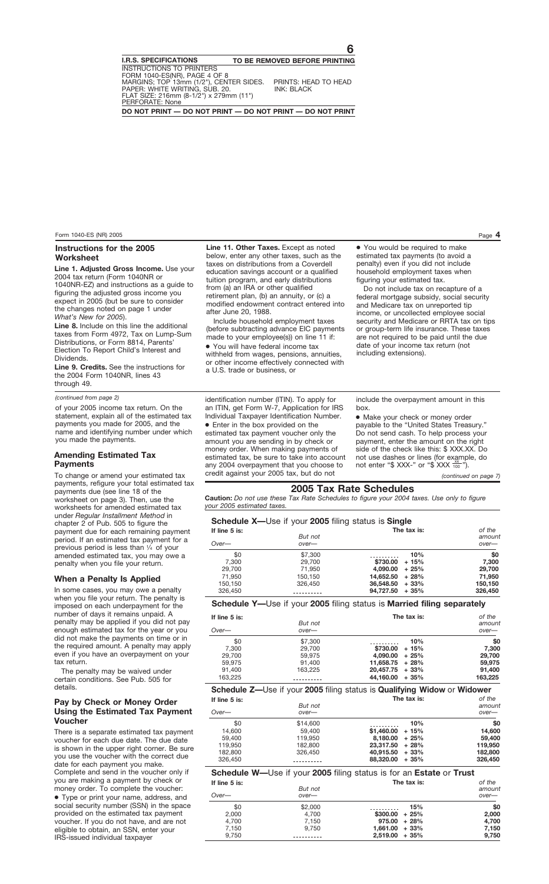## Instructions for the 2005 Worksheet

**Line 1. Adjusted Gross Income.** Use your 2004 tax return (Form 1040NR or 1040NR-EZ) and instructions as a guide to figuring the adjusted gross income you expect in 2005 (but be sure to consider the changes noted on page 1 under *What's New for 2005*).

**Line 8.** Include on this line the additional taxes from Form 4972, Tax on Lump-Sum Distributions, or Form 8814, Parents' Election To Report Child's Interest and Dividends.

**Line 9. Credits.** See the instructions for the 2004 Form 1040NR, lines 43 through 49.

**Line 11. Other Taxes.** Except as noted below, enter any other taxes, such as the taxes on distributions from a Coverdell education savings account or a qualified tuition program, and early distributions from (a) an IRA or other qualified retirement plan, (b) an annuity, or (c) a modified endowment contract entered into after June 20, 1988.

Include household employment taxes (before subtracting advance EIC payments made to your employee(s)) on line 11 if:

- You will have federal income tax withheld from wages, pensions, annuities, or other income effectively connected with a U.S. trade or business, or
- You would be required to make estimated tax payments (to avoid a penalty) even if you did not include household employment taxes when figuring your estimated tax.

Do not include tax on recapture of a federal mortgage subsidy, social security and Medicare tax on unreported tip income, or uncollected employee social security and Medicare or RRTA tax on tips or group-term life insurance. These taxes are not required to be paid until the due date of your income tax return (not including extensions).

*(continued from page 2)*

of your 2005 income tax return. On the statement, explain all of the estimated tax payments you made for 2005, and the name and identifying number under which you made the payments.

### Amending Estimated Tax Payments

To change or amend your estimated tax payments, refigure your total estimated tax payments due (see line 18 of the worksheet on page 3). Then, use the worksheets for amended estimated tax under *Regular Installment Method* in chapter 2 of Pub. 505 to figure the payment due for each remaining payment period. If an estimated tax payment for a previous period is less than ¼ of your amended estimated tax, you may owe a penalty when you file your return.

### When a Penalty Is Applied

In some cases, you may owe a penalty when you file your return. The penalty is imposed on each underpayment for the number of days it remains unpaid. A penalty may be applied if you did not pay enough estimated tax for the year or you did not make the payments on time or in the required amount. A penalty may apply even if you have an overpayment on your tax return.

The penalty may be waived under certain conditions. See Pub. 505 for details.

### Pay by Check or Money Order Using the Estimated Tax Payment Voucher

There is a separate estimated tax payment voucher for each due date. The due date is shown in the upper right corner. Be sure you use the voucher with the correct due date for each payment you make. Complete and send in the voucher only if you are making a payment by check or money order. To complete the voucher:

- Type or print your name, address, and social security number (SSN) in the space provided on the estimated tax payment voucher. If you do not have, and are not eligible to obtain, an SSN, enter your IRS-issued individual taxpayer identification number (ITIN). To apply for an ITIN, get Form W-7, Application for IRS Individual Taxpayer Identification Number.
- Enter in the box provided on the estimated tax payment voucher only the amount you are sending in by check or money order. When making payments of estimated tax, be sure to take into account any 2004 overpayment that you choose to credit against your 2005 tax, but do not include the overpayment amount in this box.
- Make your check or money order payable to the "United States Treasury." Do not send cash. To help process your payment, enter the amount on the right side of the check like this: $ XXX.XX. Do not use dashes or lines (for example, do not enter "$ XXX-" or "$ XXX $\frac{xx}{100}$").

*(continued on page 7)*

## 2005 Tax Rate Schedules

**Caution:** *Do not use these Tax Rate Schedules to figure your 2004 taxes. Use only to figure your 2005 estimated taxes.*

### Schedule X—Use if your 2005 filing status is Single

| If line 5 is: Over— | But not over— | The tax is: | | of the amount over— |
|---|---|---|---|---|
| $0 | $7,300 | .......... | 10% | $0 |
| 7,300 | 29,700 | $730.00 | + 15% | 7,300 |
| 29,700 | 71,950 | 4,090.00 | + 25% | 29,700 |
| 71,950 | 150,150 | 14,652.50 | + 28% | 71,950 |
| 150,150 | 326,450 | 36,548.50 | + 33% | 150,150 |
| 326,450 | .......... | 94,727.50 | + 35% | 326,450 |

### Schedule Y—Use if your 2005 filing status is Married filing separately

| If line 5 is: Over— | But not over— | The tax is: | | of the amount over— |
|---|---|---|---|---|
| $0 | $7,300 | .......... | 10% | $0 |
| 7,300 | 29,700 | $730.00 | + 15% | 7,300 |
| 29,700 | 59,975 | 4,090.00 | + 25% | 29,700 |
| 59,975 | 91,400 | 11,658.75 | + 28% | 59,975 |
| 91,400 | 163,225 | 20,457.75 | + 33% | 91,400 |
| 163,225 | .......... | 44,160.00 | + 35% | 163,225 |

### Schedule Z—Use if your 2005 filing status is Qualifying Widow or Widower

| If line 5 is: Over— | But not over— | The tax is: | | of the amount over— |
|---|---|---|---|---|
| $0 | $14,600 | .......... | 10% | $0 |
| 14,600 | 59,400 | $1,460.00 | + 15% | 14,600 |
| 59,400 | 119,950 | 8,180.00 | + 25% | 59,400 |
| 119,950 | 182,800 | 23,317.50 | + 28% | 119,950 |
| 182,800 | 326,450 | 40,915.50 | + 33% | 182,800 |
| 326,450 | .......... | 88,320.00 | + 35% | 326,450 |

### Schedule W—Use if your 2005 filing status is for an Estate or Trust

| If line 5 is: Over— | But not over— | The tax is: | | of the amount over— |
|---|---|---|---|---|
| $0 | $2,000 | .......... | 15% | $0 |
| 2,000 | 4,700 | $300.00 | + 25% | 2,000 |
| 4,700 | 7,150 | 975.00 | + 28% | 4,700 |
| 7,150 | 9,750 | 1,661.00 | + 33% | 7,150 |
| 9,750 | .......... | 2,519.00 | + 35% | 9,750 |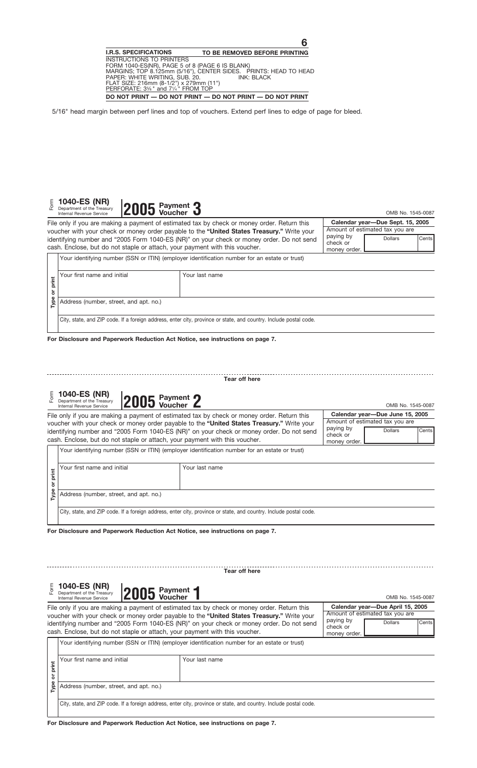**6**

**I.R.S. SPECIFICATIONS** | **TO BE REMOVED BEFORE PRINTING**

INSTRUCTIONS TO PRINTERS
FORM 1040-ES(NR), PAGE 5 of 8 (PAGE 6 IS BLANK)
MARGINS: TOP 8.125mm (5/16"), CENTER SIDES. PRINTS: HEAD TO HEAD
PAPER: WHITE WRITING, SUB. 20. INK: BLACK
FLAT SIZE: 216mm (8-1/2") x 279mm (11")
PERFORATE: 3⅝" and 7¼" FROM TOP

**DO NOT PRINT — DO NOT PRINT — DO NOT PRINT — DO NOT PRINT**

5/16" head margin between perf lines and top of vouchers. Extend perf lines to edge of page for bleed.

---

Form **1040-ES (NR)** Department of the Treasury Internal Revenue Service **2005 Payment Voucher 3** OMB No. 1545-0087

File only if you are making a payment of estimated tax by check or money order. Return this voucher with your check or money order payable to the **"United States Treasury."** Write your identifying number and "2005 Form 1040-ES (NR)" on your check or money order. Do not send cash. Enclose, but do not staple or attach, your payment with this voucher.

| **Calendar year—Due Sept. 15, 2005** | | |
|---|---|---|
| Amount of estimated tax you are paying by check or money order. | Dollars | Cents |

**Type or print**

| | |
|---|---|
| Your identifying number (SSN or ITIN) (employer identification number for an estate or trust) | |
| Your first name and initial | Your last name |
| Address (number, street, and apt. no.) | |
| City, state, and ZIP code. If a foreign address, enter city, province or state, and country. Include postal code. | |

**For Disclosure and Paperwork Reduction Act Notice, see instructions on page 7.**

Tear off here

---

Form **1040-ES (NR)** Department of the Treasury Internal Revenue Service **2005 Payment Voucher 2** OMB No. 1545-0087

File only if you are making a payment of estimated tax by check or money order. Return this voucher with your check or money order payable to the **"United States Treasury."** Write your identifying number and "2005 Form 1040-ES (NR)" on your check or money order. Do not send cash. Enclose, but do not staple or attach, your payment with this voucher.

| **Calendar year—Due June 15, 2005** | | |
|---|---|---|
| Amount of estimated tax you are paying by check or money order. | Dollars | Cents |

**Type or print**

| | |
|---|---|
| Your identifying number (SSN or ITIN) (employer identification number for an estate or trust) | |
| Your first name and initial | Your last name |
| Address (number, street, and apt. no.) | |
| City, state, and ZIP code. If a foreign address, enter city, province or state, and country. Include postal code. | |

**For Disclosure and Paperwork Reduction Act Notice, see instructions on page 7.**

Tear off here

---

Form **1040-ES (NR)** Department of the Treasury Internal Revenue Service **2005 Payment Voucher 1** OMB No. 1545-0087

File only if you are making a payment of estimated tax by check or money order. Return this voucher with your check or money order payable to the **"United States Treasury."** Write your identifying number and "2005 Form 1040-ES (NR)" on your check or money order. Do not send cash. Enclose, but do not staple or attach, your payment with this voucher.

| **Calendar year—Due April 15, 2005** | | |
|---|---|---|
| Amount of estimated tax you are paying by check or money order. | Dollars | Cents |

**Type or print**

| | |
|---|---|
| Your identifying number (SSN or ITIN) (employer identification number for an estate or trust) | |
| Your first name and initial | Your last name |
| Address (number, street, and apt. no.) | |
| City, state, and ZIP code. If a foreign address, enter city, province or state, and country. Include postal code. | |

**For Disclosure and Paperwork Reduction Act Notice, see instructions on page 7.**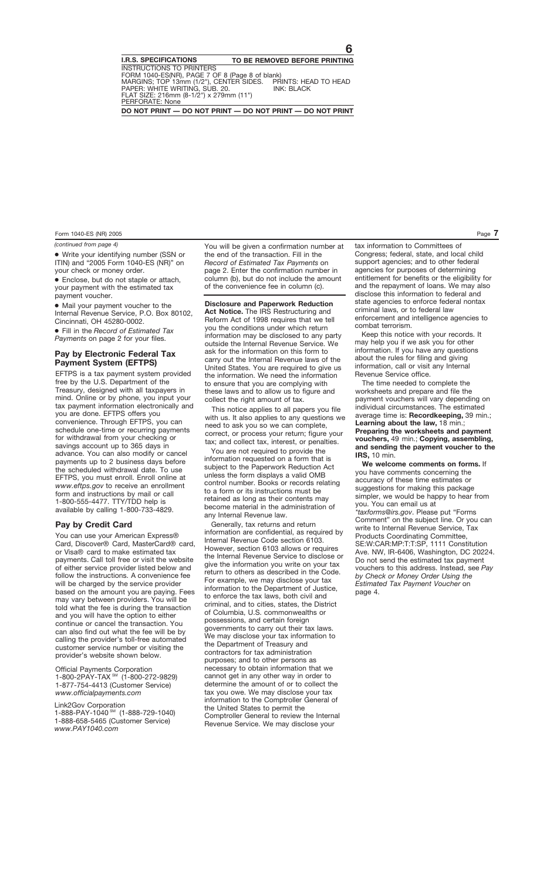*(continued from page 4)*

- Write your identifying number (SSN or ITIN) and "2005 Form 1040-ES (NR)" on your check or money order.
- Enclose, but do not staple or attach, your payment with the estimated tax payment voucher.
- Mail your payment voucher to the Internal Revenue Service, P.O. Box 80102, Cincinnati, OH 45280-0002.
- Fill in the *Record of Estimated Tax Payments* on page 2 for your files.

## Pay by Electronic Federal Tax Payment System (EFTPS)

EFTPS is a tax payment system provided free by the U.S. Department of the Treasury, designed with all taxpayers in mind. Online or by phone, you input your tax payment information electronically and you are done. EFTPS offers you convenience. Through EFTPS, you can schedule one-time or recurring payments for withdrawal from your checking or savings account up to 365 days in advance. You can also modify or cancel payments up to 2 business days before the scheduled withdrawal date. To use EFTPS, you must enroll. Enroll online at *www.eftps.gov* to receive an enrollment form and instructions by mail or call 1-800-555-4477. TTY/TDD help is available by calling 1-800-733-4829.

## Pay by Credit Card

You can use your American Express® Card, Discover® Card, MasterCard® card, or Visa® card to make estimated tax payments. Call toll free or visit the website of either service provider listed below and follow the instructions. A convenience fee will be charged by the service provider based on the amount you are paying. Fees may vary between providers. You will be told what the fee is during the transaction and you will have the option to either continue or cancel the transaction. You can also find out what the fee will be by calling the provider's toll-free automated customer service number or visiting the provider's website shown below.

Official Payments Corporation
1-800-2PAY-TAX℠ (1-800-272-9829)
1-877-754-4413 (Customer Service)
*www.officialpayments.com*

Link2Gov Corporation
1-888-PAY-1040℠ (1-888-729-1040)
1-888-658-5465 (Customer Service)
*www.PAY1040.com*

You will be given a confirmation number at the end of the transaction. Fill in the *Record of Estimated Tax Payments* on page 2. Enter the confirmation number in column (b), but do not include the amount of the convenience fee in column (c).

**Disclosure and Paperwork Reduction Act Notice.** The IRS Restructuring and Reform Act of 1998 requires that we tell you the conditions under which return information may be disclosed to any party outside the Internal Revenue Service. We ask for the information on this form to carry out the Internal Revenue laws of the United States. You are required to give us the information. We need the information to ensure that you are complying with these laws and to allow us to figure and collect the right amount of tax.

This notice applies to all papers you file with us. It also applies to any questions we need to ask you so we can complete, correct, or process your return; figure your tax; and collect tax, interest, or penalties.

You are not required to provide the information requested on a form that is subject to the Paperwork Reduction Act unless the form displays a valid OMB control number. Books or records relating to a form or its instructions must be retained as long as their contents may become material in the administration of any Internal Revenue law.

Generally, tax returns and return information are confidential, as required by Internal Revenue Code section 6103. However, section 6103 allows or requires the Internal Revenue Service to disclose or give the information you write on your tax return to others as described in the Code. For example, we may disclose your tax information to the Department of Justice, to enforce the tax laws, both civil and criminal, and to cities, states, the District of Columbia, U.S. commonwealths or possessions, and certain foreign governments to carry out their tax laws. We may disclose your tax information to the Department of Treasury and contractors for tax administration purposes; and to other persons as necessary to obtain information that we cannot get in any other way in order to determine the amount of or to collect the tax you owe. We may disclose your tax information to the Comptroller General of the United States to permit the Comptroller General to review the Internal Revenue Service. We may disclose your tax information to Committees of Congress; federal, state, and local child support agencies; and to other federal agencies for purposes of determining entitlement for benefits or the eligibility for and the repayment of loans. We may also disclose this information to federal and state agencies to enforce federal nontax criminal laws, or to federal law enforcement and intelligence agencies to combat terrorism.

Keep this notice with your records. It may help you if we ask you for other information. If you have any questions about the rules for filing and giving information, call or visit any Internal Revenue Service office.

The time needed to complete the worksheets and prepare and file the payment vouchers will vary depending on individual circumstances. The estimated average time is: **Recordkeeping,** 39 min.; **Learning about the law,** 18 min.; **Preparing the worksheets and payment vouchers,** 49 min.; **Copying, assembling, and sending the payment voucher to the IRS,** 10 min.

**We welcome comments on forms.** If you have comments concerning the accuracy of these time estimates or suggestions for making this package simpler, we would be happy to hear from you. You can email us at *taxforms@irs.gov*. Please put "Forms Comment" on the subject line. Or you can write to Internal Revenue Service, Tax Products Coordinating Committee, SE:W:CAR:MP:T:T:SP, 1111 Constitution Ave. NW, IR-6406, Washington, DC 20224. Do not send the estimated tax payment vouchers to this address. Instead, see *Pay by Check or Money Order Using the Estimated Tax Payment Voucher* on page 4.